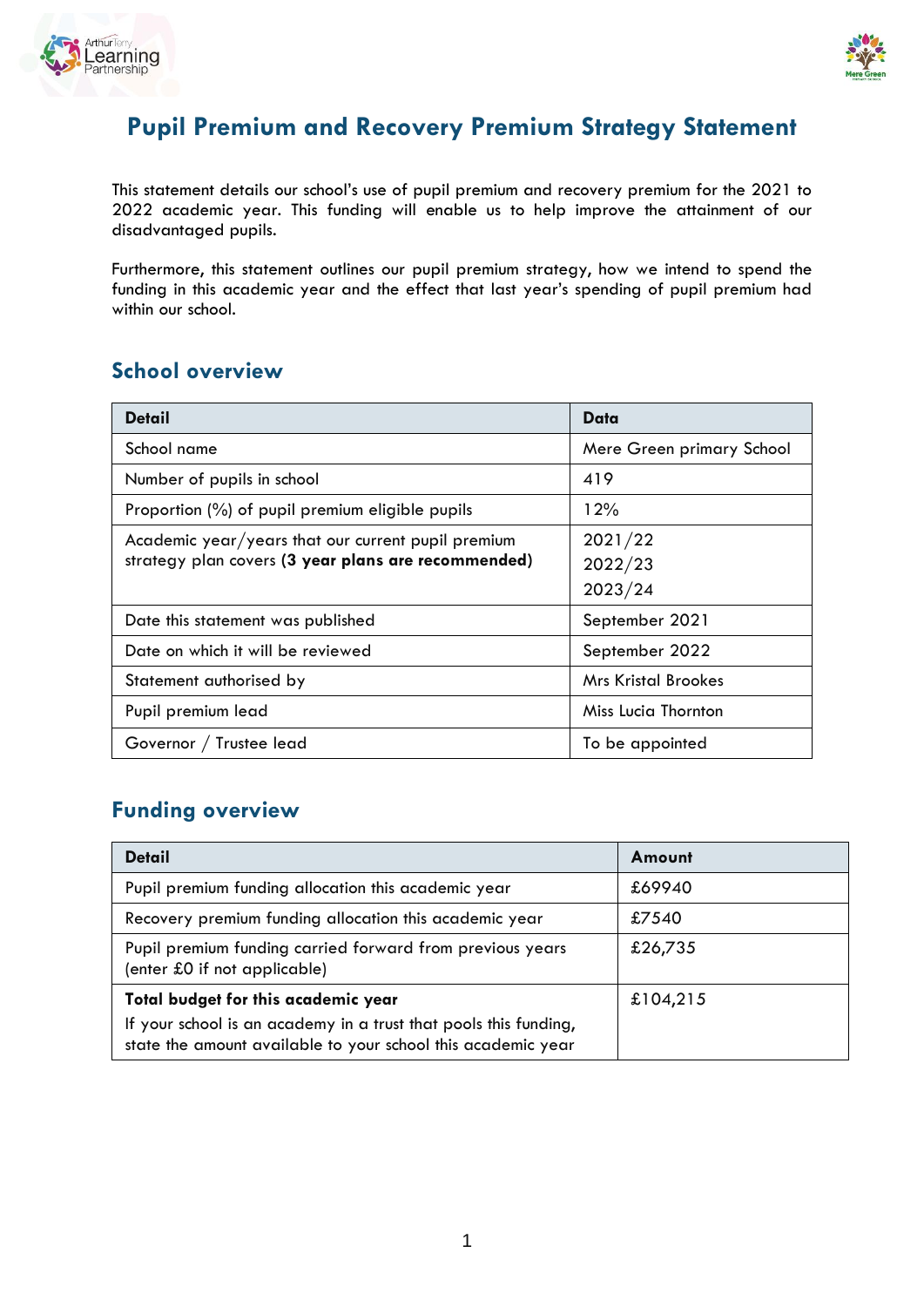# Pupil Premium and Recovery Premium Strategy Statement

This statement details our school's use of pupil premium and recovery premium for the 2021 to 2022 academic year. This funding will enable us to help improve the attainment of our disadvantaged pupils.

Furthermore, this statement outlines our pupil premium strategy, how we intend to spend the funding in this academic year and the effect that last year's spending of pupil premium had within our school.

## School overview

| Detail | Data |
|---|---|
| School name | Mere Green primary School |
| Number of pupils in school | 419 |
| Proportion (%) of pupil premium eligible pupils | 12% |
| Academic year/years that our current pupil premium strategy plan covers **(3 year plans are recommended)** | 2021/22<br>2022/23<br>2023/24 |
| Date this statement was published | September 2021 |
| Date on which it will be reviewed | September 2022 |
| Statement authorised by | Mrs Kristal Brookes |
| Pupil premium lead | Miss Lucia Thornton |
| Governor / Trustee lead | To be appointed |

## Funding overview

| Detail | Amount |
|---|---|
| Pupil premium funding allocation this academic year | £69940 |
| Recovery premium funding allocation this academic year | £7540 |
| Pupil premium funding carried forward from previous years (enter £0 if not applicable) | £26,735 |
| **Total budget for this academic year**<br>If your school is an academy in a trust that pools this funding, state the amount available to your school this academic year | £104,215 |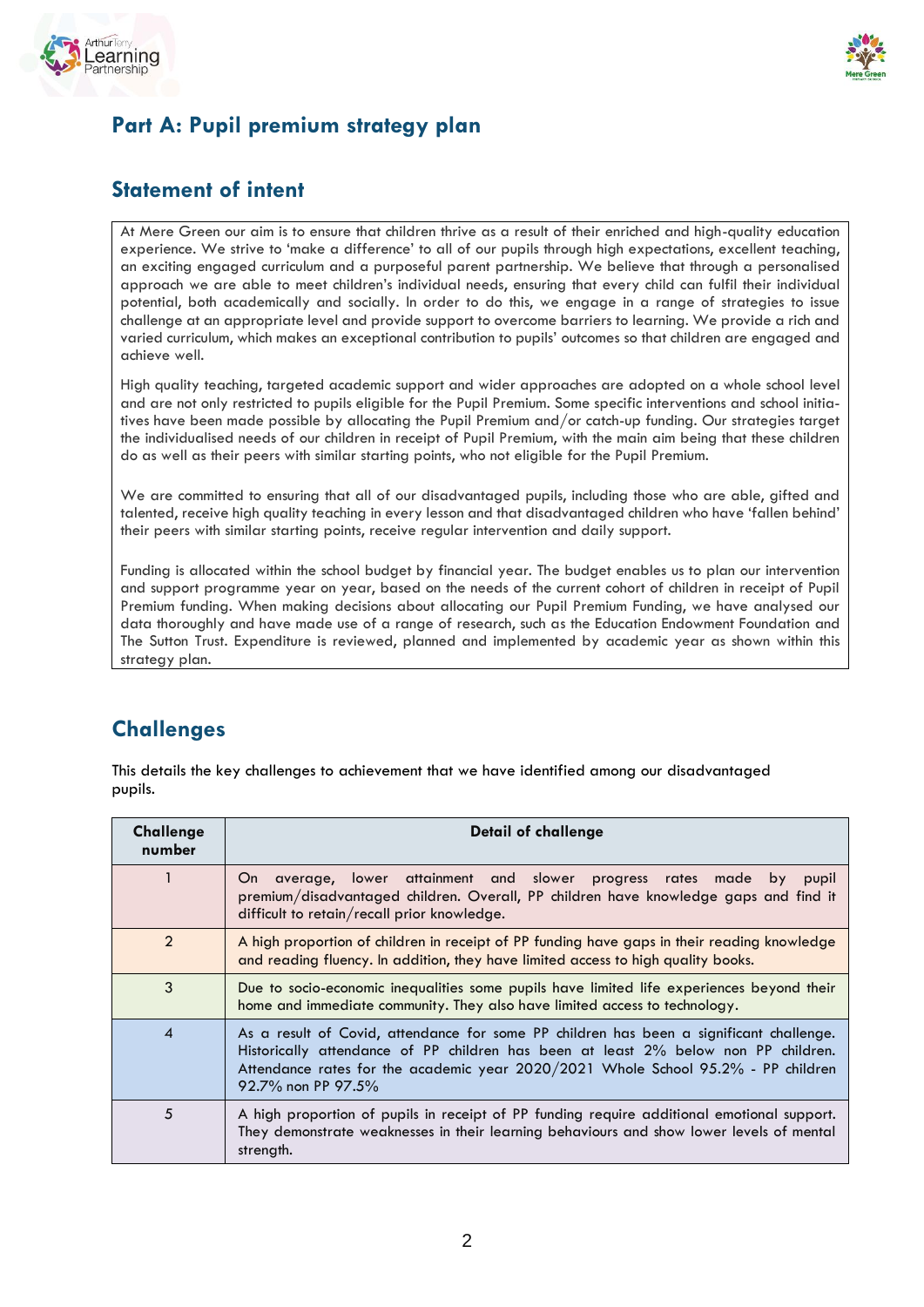## Part A: Pupil premium strategy plan

### Statement of intent

At Mere Green our aim is to ensure that children thrive as a result of their enriched and high-quality education experience. We strive to 'make a difference' to all of our pupils through high expectations, excellent teaching, an exciting engaged curriculum and a purposeful parent partnership. We believe that through a personalised approach we are able to meet children's individual needs, ensuring that every child can fulfil their individual potential, both academically and socially. In order to do this, we engage in a range of strategies to issue challenge at an appropriate level and provide support to overcome barriers to learning. We provide a rich and varied curriculum, which makes an exceptional contribution to pupils' outcomes so that children are engaged and achieve well.

High quality teaching, targeted academic support and wider approaches are adopted on a whole school level and are not only restricted to pupils eligible for the Pupil Premium. Some specific interventions and school initiatives have been made possible by allocating the Pupil Premium and/or catch-up funding. Our strategies target the individualised needs of our children in receipt of Pupil Premium, with the main aim being that these children do as well as their peers with similar starting points, who not eligible for the Pupil Premium.

We are committed to ensuring that all of our disadvantaged pupils, including those who are able, gifted and talented, receive high quality teaching in every lesson and that disadvantaged children who have 'fallen behind' their peers with similar starting points, receive regular intervention and daily support.

Funding is allocated within the school budget by financial year. The budget enables us to plan our intervention and support programme year on year, based on the needs of the current cohort of children in receipt of Pupil Premium funding. When making decisions about allocating our Pupil Premium Funding, we have analysed our data thoroughly and have made use of a range of research, such as the Education Endowment Foundation and The Sutton Trust. Expenditure is reviewed, planned and implemented by academic year as shown within this strategy plan.

### Challenges

This details the key challenges to achievement that we have identified among our disadvantaged pupils.

| Challenge number | Detail of challenge |
|---|---|
| 1 | On average, lower attainment and slower progress rates made by pupil premium/disadvantaged children. Overall, PP children have knowledge gaps and find it difficult to retain/recall prior knowledge. |
| 2 | A high proportion of children in receipt of PP funding have gaps in their reading knowledge and reading fluency. In addition, they have limited access to high quality books. |
| 3 | Due to socio-economic inequalities some pupils have limited life experiences beyond their home and immediate community. They also have limited access to technology. |
| 4 | As a result of Covid, attendance for some PP children has been a significant challenge. Historically attendance of PP children has been at least 2% below non PP children. Attendance rates for the academic year 2020/2021 Whole School 95.2% - PP children 92.7% non PP 97.5% |
| 5 | A high proportion of pupils in receipt of PP funding require additional emotional support. They demonstrate weaknesses in their learning behaviours and show lower levels of mental strength. |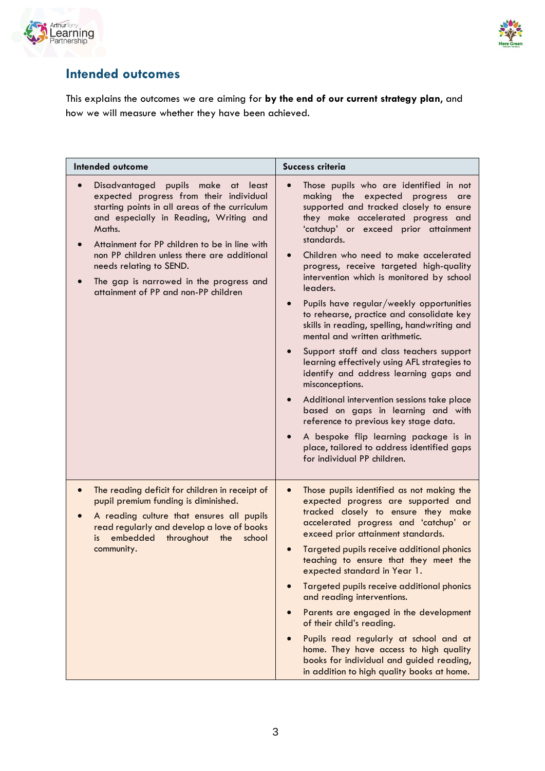## Intended outcomes

This explains the outcomes we are aiming for **by the end of our current strategy plan,** and how we will measure whether they have been achieved.

| Intended outcome | Success criteria |
|---|---|
| • Disadvantaged pupils make at least expected progress from their individual starting points in all areas of the curriculum and especially in Reading, Writing and Maths.<br>• Attainment for PP children to be in line with non PP children unless there are additional needs relating to SEND.<br>• The gap is narrowed in the progress and attainment of PP and non-PP children | • Those pupils who are identified in not making the expected progress are supported and tracked closely to ensure they make accelerated progress and 'catchup' or exceed prior attainment standards.<br>• Children who need to make accelerated progress, receive targeted high-quality intervention which is monitored by school leaders.<br>• Pupils have regular/weekly opportunities to rehearse, practice and consolidate key skills in reading, spelling, handwriting and mental and written arithmetic.<br>• Support staff and class teachers support learning effectively using AFL strategies to identify and address learning gaps and misconceptions.<br>• Additional intervention sessions take place based on gaps in learning and with reference to previous key stage data.<br>• A bespoke flip learning package is in place, tailored to address identified gaps for individual PP children. |
| • The reading deficit for children in receipt of pupil premium funding is diminished.<br>• A reading culture that ensures all pupils read regularly and develop a love of books is embedded throughout the school community. | • Those pupils identified as not making the expected progress are supported and tracked closely to ensure they make accelerated progress and 'catchup' or exceed prior attainment standards.<br>• Targeted pupils receive additional phonics teaching to ensure that they meet the expected standard in Year 1.<br>• Targeted pupils receive additional phonics and reading interventions.<br>• Parents are engaged in the development of their child's reading.<br>• Pupils read regularly at school and at home. They have access to high quality books for individual and guided reading, in addition to high quality books at home. |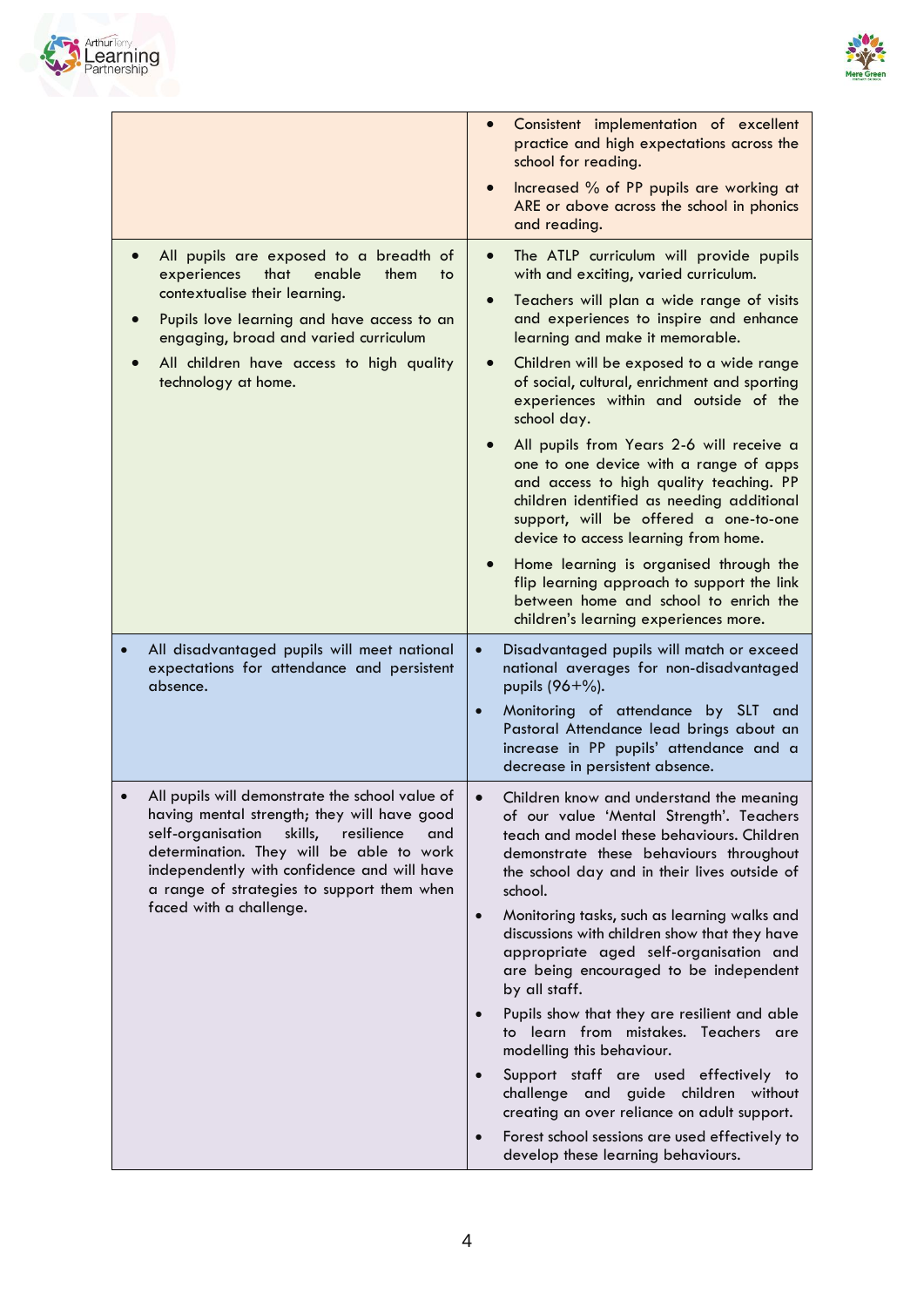| | |
|---|---|
| | • Consistent implementation of excellent practice and high expectations across the school for reading.<br>• Increased % of PP pupils are working at ARE or above across the school in phonics and reading. |
| • All pupils are exposed to a breadth of experiences that enable them to contextualise their learning.<br>• Pupils love learning and have access to an engaging, broad and varied curriculum<br>• All children have access to high quality technology at home. | • The ATLP curriculum will provide pupils with and exciting, varied curriculum.<br>• Teachers will plan a wide range of visits and experiences to inspire and enhance learning and make it memorable.<br>• Children will be exposed to a wide range of social, cultural, enrichment and sporting experiences within and outside of the school day.<br>• All pupils from Years 2-6 will receive a one to one device with a range of apps and access to high quality teaching. PP children identified as needing additional support, will be offered a one-to-one device to access learning from home.<br>• Home learning is organised through the flip learning approach to support the link between home and school to enrich the children's learning experiences more. |
| • All disadvantaged pupils will meet national expectations for attendance and persistent absence. | • Disadvantaged pupils will match or exceed national averages for non-disadvantaged pupils (96+%).<br>• Monitoring of attendance by SLT and Pastoral Attendance lead brings about an increase in PP pupils' attendance and a decrease in persistent absence. |
| • All pupils will demonstrate the school value of having mental strength; they will have good self-organisation skills, resilience and determination. They will be able to work independently with confidence and will have a range of strategies to support them when faced with a challenge. | • Children know and understand the meaning of our value 'Mental Strength'. Teachers teach and model these behaviours. Children demonstrate these behaviours throughout the school day and in their lives outside of school.<br>• Monitoring tasks, such as learning walks and discussions with children show that they have appropriate aged self-organisation and are being encouraged to be independent by all staff.<br>• Pupils show that they are resilient and able to learn from mistakes. Teachers are modelling this behaviour.<br>• Support staff are used effectively to challenge and guide children without creating an over reliance on adult support.<br>• Forest school sessions are used effectively to develop these learning behaviours. |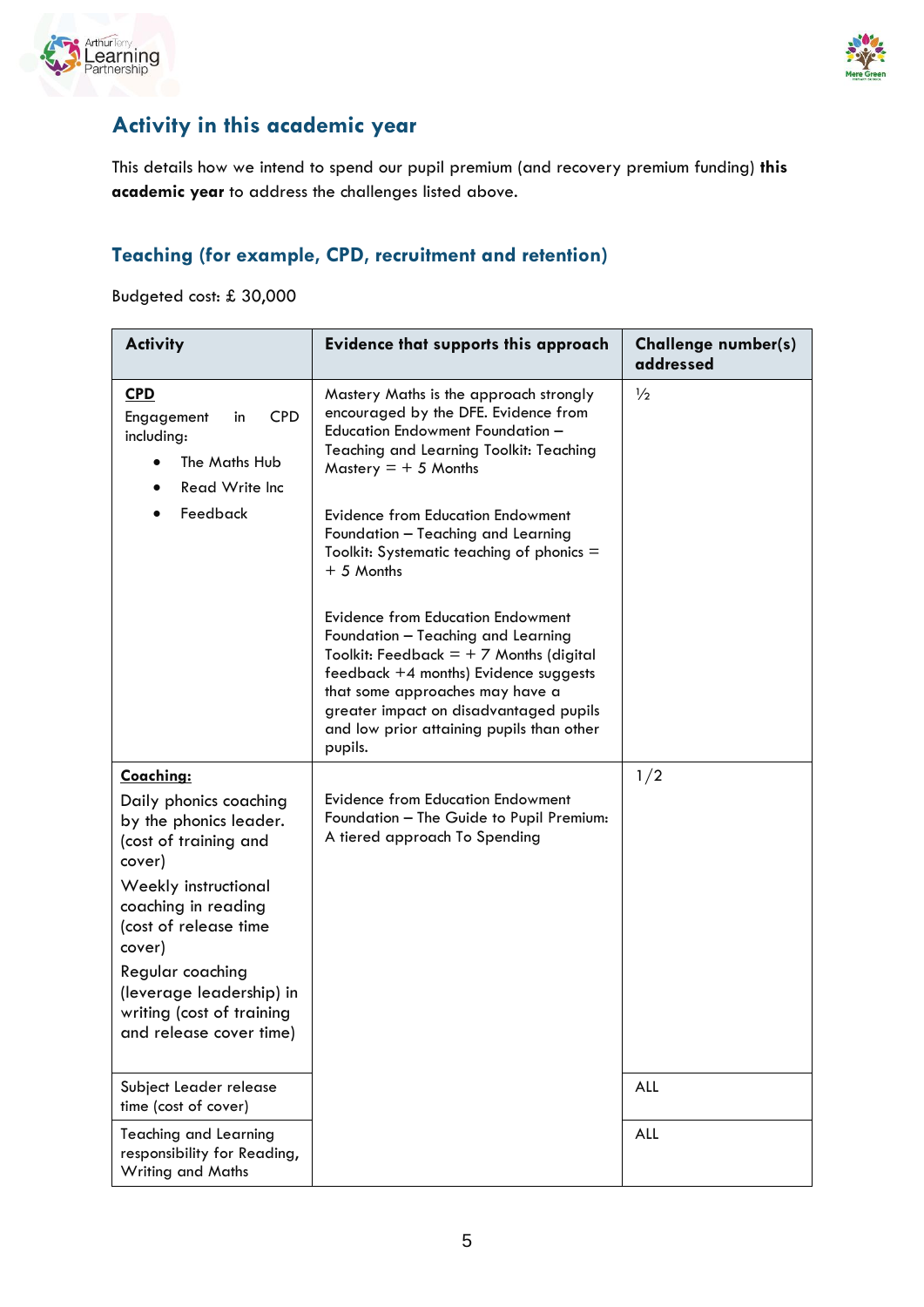## Activity in this academic year

This details how we intend to spend our pupil premium (and recovery premium funding) **this academic year** to address the challenges listed above.

### Teaching (for example, CPD, recruitment and retention)

Budgeted cost: £ 30,000

| Activity | Evidence that supports this approach | Challenge number(s) addressed |
|---|---|---|
| **CPD**<br>Engagement in CPD including:<br>• The Maths Hub<br>• Read Write Inc<br>• Feedback | Mastery Maths is the approach strongly encouraged by the DFE. Evidence from Education Endowment Foundation – Teaching and Learning Toolkit: Teaching Mastery = + 5 Months<br><br>Evidence from Education Endowment Foundation – Teaching and Learning Toolkit: Systematic teaching of phonics = + 5 Months<br><br>Evidence from Education Endowment Foundation – Teaching and Learning Toolkit: Feedback = + 7 Months (digital feedback +4 months) Evidence suggests that some approaches may have a greater impact on disadvantaged pupils and low prior attaining pupils than other pupils. | ½ |
| **Coaching:**<br>Daily phonics coaching by the phonics leader. (cost of training and cover)<br>Weekly instructional coaching in reading (cost of release time cover)<br>Regular coaching (leverage leadership) in writing (cost of training and release cover time) | Evidence from Education Endowment Foundation – The Guide to Pupil Premium: A tiered approach To Spending | 1/2 |
| Subject Leader release time (cost of cover) | | ALL |
| Teaching and Learning responsibility for Reading, Writing and Maths | | ALL |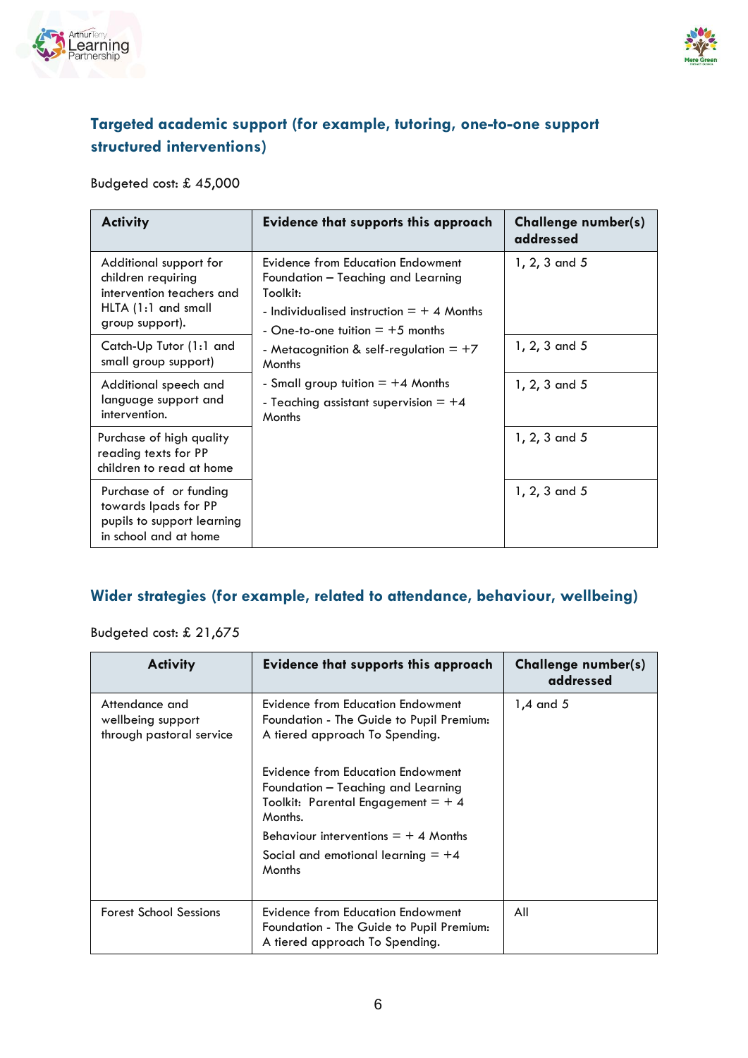### Targeted academic support (for example, tutoring, one-to-one support structured interventions)

Budgeted cost: £ 45,000

| Activity | Evidence that supports this approach | Challenge number(s) addressed |
|---|---|---|
| Additional support for children requiring intervention teachers and HLTA (1:1 and small group support). | Evidence from Education Endowment Foundation – Teaching and Learning Toolkit:<br>- Individualised instruction = + 4 Months<br>- One-to-one tuition = +5 months<br>- Metacognition & self-regulation = +7 Months<br>- Small group tuition = +4 Months<br>- Teaching assistant supervision = +4 Months | 1, 2, 3 and 5 |
| Catch-Up Tutor (1:1 and small group support) | | 1, 2, 3 and 5 |
| Additional speech and language support and intervention. | | 1, 2, 3 and 5 |
| Purchase of high quality reading texts for PP children to read at home | | 1, 2, 3 and 5 |
| Purchase of or funding towards Ipads for PP pupils to support learning in school and at home | | 1, 2, 3 and 5 |

### Wider strategies (for example, related to attendance, behaviour, wellbeing)

Budgeted cost: £ 21,675

| Activity | Evidence that supports this approach | Challenge number(s) addressed |
|---|---|---|
| Attendance and wellbeing support through pastoral service | Evidence from Education Endowment Foundation - The Guide to Pupil Premium: A tiered approach To Spending.<br><br>Evidence from Education Endowment Foundation – Teaching and Learning Toolkit: Parental Engagement = + 4 Months.<br>Behaviour interventions = + 4 Months<br>Social and emotional learning = +4 Months | 1,4 and 5 |
| Forest School Sessions | Evidence from Education Endowment Foundation - The Guide to Pupil Premium: A tiered approach To Spending. | All |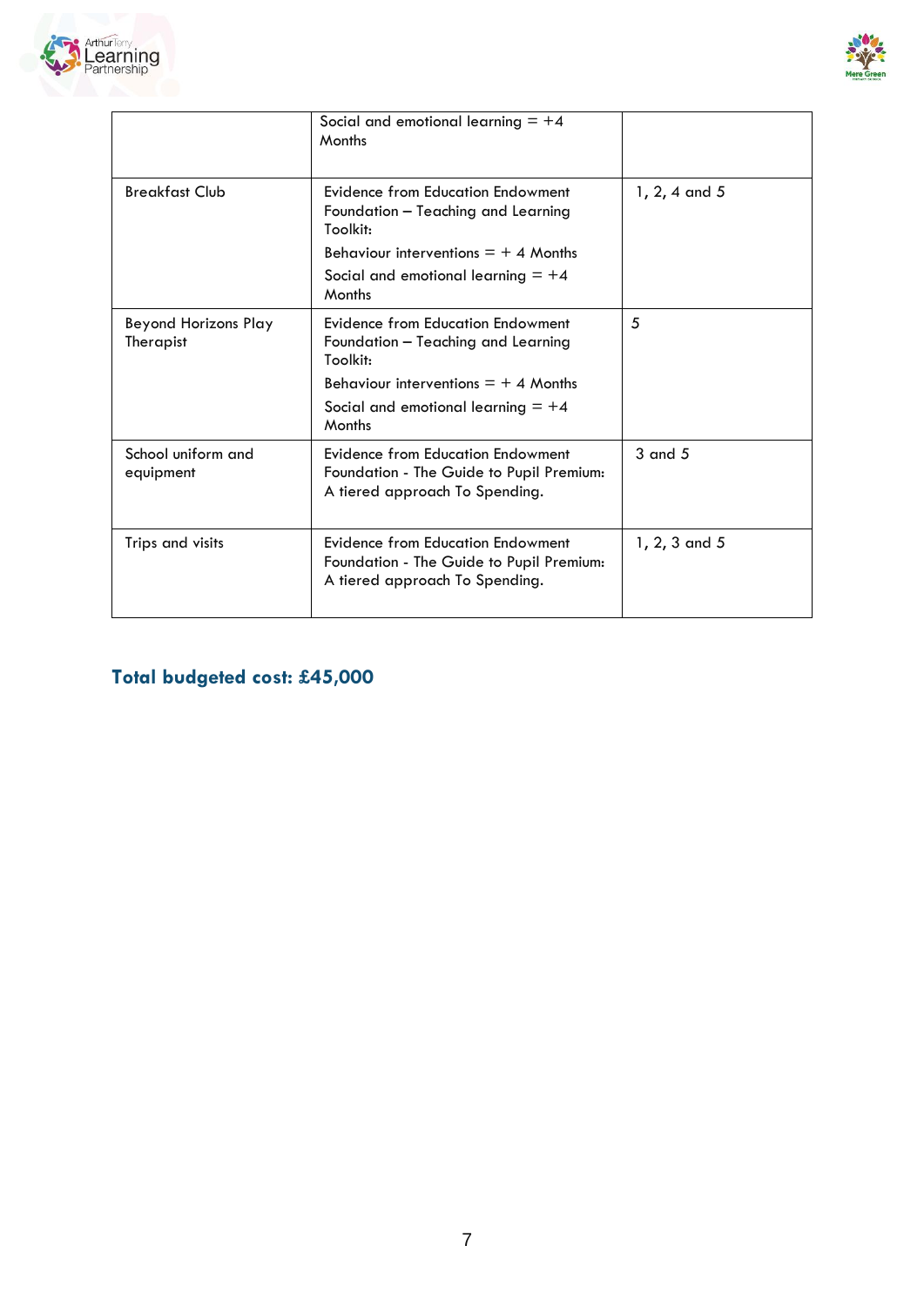| | | |
|---|---|---|
| | Social and emotional learning = +4 Months | |
| Breakfast Club | Evidence from Education Endowment Foundation – Teaching and Learning Toolkit:<br>Behaviour interventions = + 4 Months<br>Social and emotional learning = +4 Months | 1, 2, 4 and 5 |
| Beyond Horizons Play Therapist | Evidence from Education Endowment Foundation – Teaching and Learning Toolkit:<br>Behaviour interventions = + 4 Months<br>Social and emotional learning = +4 Months | 5 |
| School uniform and equipment | Evidence from Education Endowment Foundation - The Guide to Pupil Premium: A tiered approach To Spending. | 3 and 5 |
| Trips and visits | Evidence from Education Endowment Foundation - The Guide to Pupil Premium: A tiered approach To Spending. | 1, 2, 3 and 5 |

**Total budgeted cost: £45,000**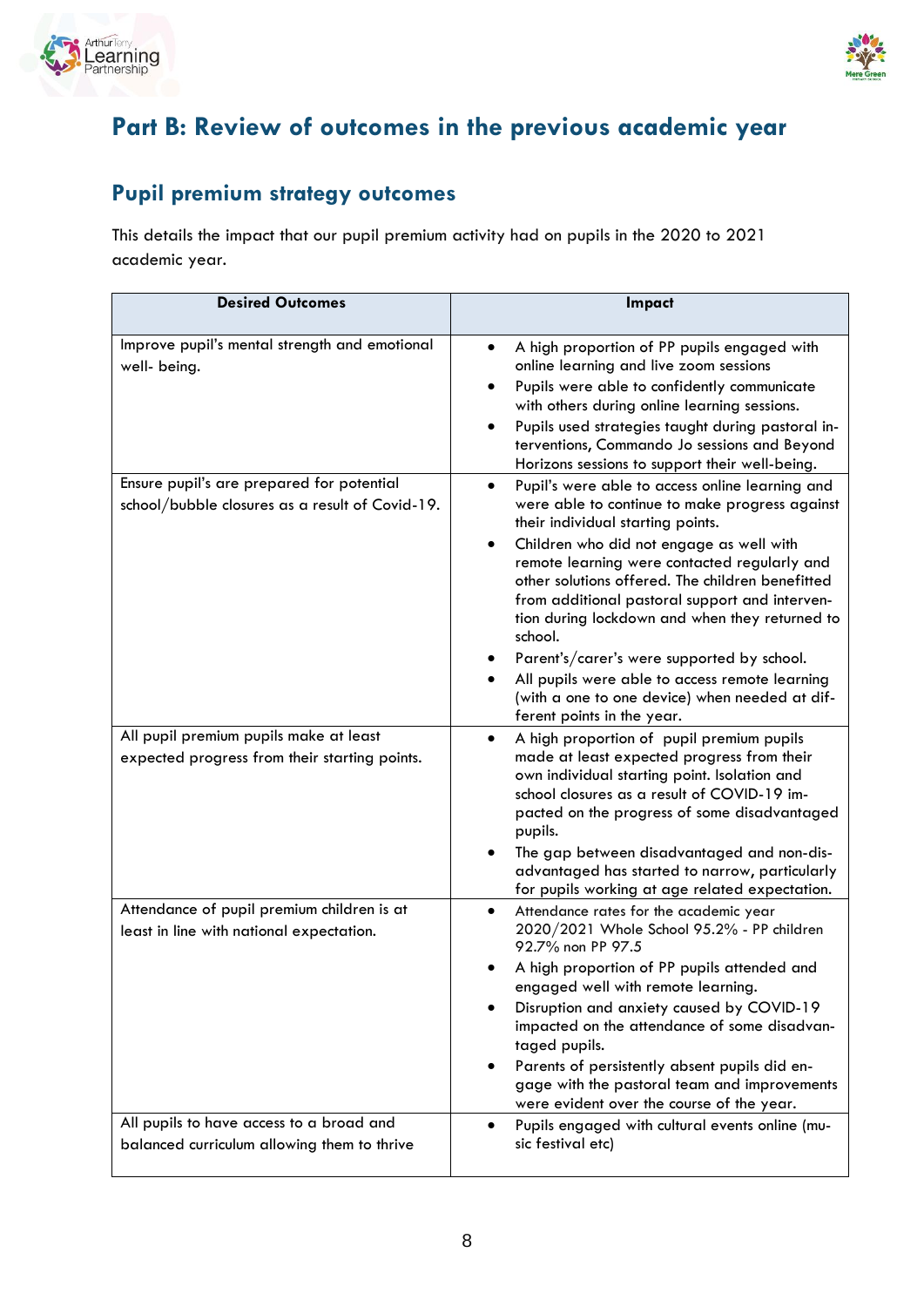# Part B: Review of outcomes in the previous academic year

## Pupil premium strategy outcomes

This details the impact that our pupil premium activity had on pupils in the 2020 to 2021 academic year.

| Desired Outcomes | Impact |
|---|---|
| Improve pupil's mental strength and emotional well- being. | • A high proportion of PP pupils engaged with online learning and live zoom sessions<br>• Pupils were able to confidently communicate with others during online learning sessions.<br>• Pupils used strategies taught during pastoral interventions, Commando Jo sessions and Beyond Horizons sessions to support their well-being. |
| Ensure pupil's are prepared for potential school/bubble closures as a result of Covid-19. | • Pupil's were able to access online learning and were able to continue to make progress against their individual starting points.<br>• Children who did not engage as well with remote learning were contacted regularly and other solutions offered. The children benefitted from additional pastoral support and intervention during lockdown and when they returned to school.<br>• Parent's/carer's were supported by school.<br>• All pupils were able to access remote learning (with a one to one device) when needed at different points in the year. |
| All pupil premium pupils make at least expected progress from their starting points. | • A high proportion of pupil premium pupils made at least expected progress from their own individual starting point. Isolation and school closures as a result of COVID-19 impacted on the progress of some disadvantaged pupils.<br>• The gap between disadvantaged and non-disadvantaged has started to narrow, particularly for pupils working at age related expectation. |
| Attendance of pupil premium children is at least in line with national expectation. | • Attendance rates for the academic year 2020/2021 Whole School 95.2% - PP children 92.7% non PP 97.5<br>• A high proportion of PP pupils attended and engaged well with remote learning.<br>• Disruption and anxiety caused by COVID-19 impacted on the attendance of some disadvantaged pupils.<br>• Parents of persistently absent pupils did engage with the pastoral team and improvements were evident over the course of the year. |
| All pupils to have access to a broad and balanced curriculum allowing them to thrive | • Pupils engaged with cultural events online (music festival etc) |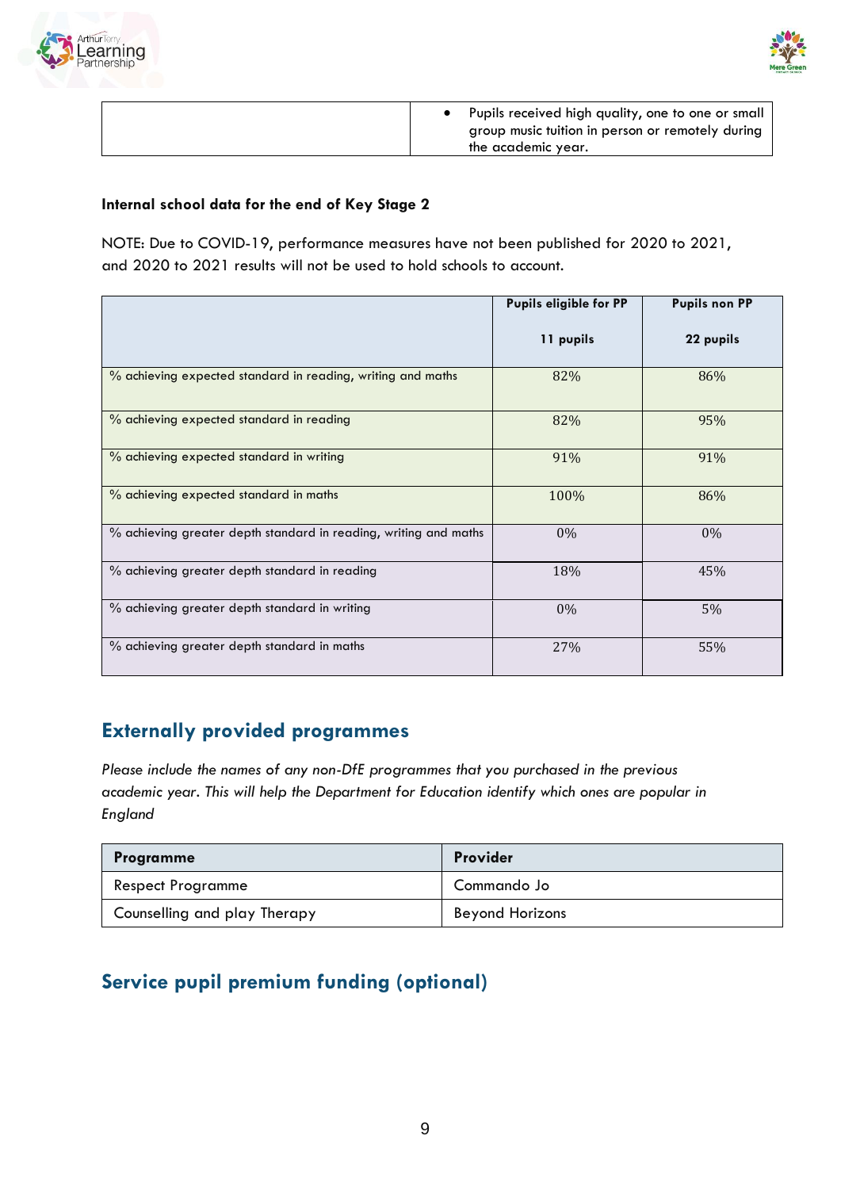| | |
|---|---|
| | • Pupils received high quality, one to one or small group music tuition in person or remotely during the academic year. |

**Internal school data for the end of Key Stage 2**

NOTE: Due to COVID-19, performance measures have not been published for 2020 to 2021, and 2020 to 2021 results will not be used to hold schools to account.

| | Pupils eligible for PP<br>11 pupils | Pupils non PP<br>22 pupils |
|---|---|---|
| % achieving expected standard in reading, writing and maths | 82% | 86% |
| % achieving expected standard in reading | 82% | 95% |
| % achieving expected standard in writing | 91% | 91% |
| % achieving expected standard in maths | 100% | 86% |
| % achieving greater depth standard in reading, writing and maths | 0% | 0% |
| % achieving greater depth standard in reading | 18% | 45% |
| % achieving greater depth standard in writing | 0% | 5% |
| % achieving greater depth standard in maths | 27% | 55% |

## Externally provided programmes

*Please include the names of any non-DfE programmes that you purchased in the previous academic year. This will help the Department for Education identify which ones are popular in England*

| Programme | Provider |
|---|---|
| Respect Programme | Commando Jo |
| Counselling and play Therapy | Beyond Horizons |

## Service pupil premium funding (optional)